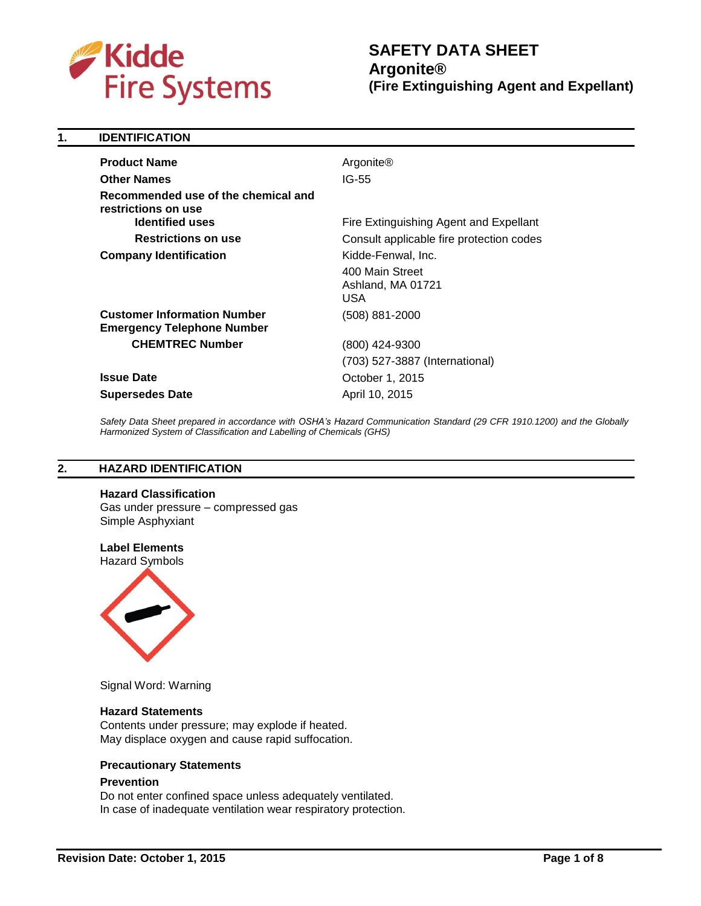# SAFETY DATA SHEET
# Argonite®
# (Fire Extinguishing Agent and Expellant)

## 1. IDENTIFICATION

| | |
|---|---|
| **Product Name** | Argonite® |
| **Other Names** | IG-55 |
| **Recommended use of the chemical and restrictions on use** | |
| **Identified uses** | Fire Extinguishing Agent and Expellant |
| **Restrictions on use** | Consult applicable fire protection codes |
| **Company Identification** | Kidde-Fenwal, Inc.<br>400 Main Street<br>Ashland, MA 01721<br>USA |
| **Customer Information Number** | (508) 881-2000 |
| **Emergency Telephone Number** | |
| **CHEMTREC Number** | (800) 424-9300<br>(703) 527-3887 (International) |
| **Issue Date** | October 1, 2015 |
| **Supersedes Date** | April 10, 2015 |

*Safety Data Sheet prepared in accordance with OSHA's Hazard Communication Standard (29 CFR 1910.1200) and the Globally Harmonized System of Classification and Labelling of Chemicals (GHS)*

## 2. HAZARD IDENTIFICATION

**Hazard Classification**
Gas under pressure – compressed gas
Simple Asphyxiant

**Label Elements**
Hazard Symbols

Signal Word: Warning

**Hazard Statements**
Contents under pressure; may explode if heated.
May displace oxygen and cause rapid suffocation.

**Precautionary Statements**

**Prevention**
Do not enter confined space unless adequately ventilated.
In case of inadequate ventilation wear respiratory protection.

**Revision Date: October 1, 2015**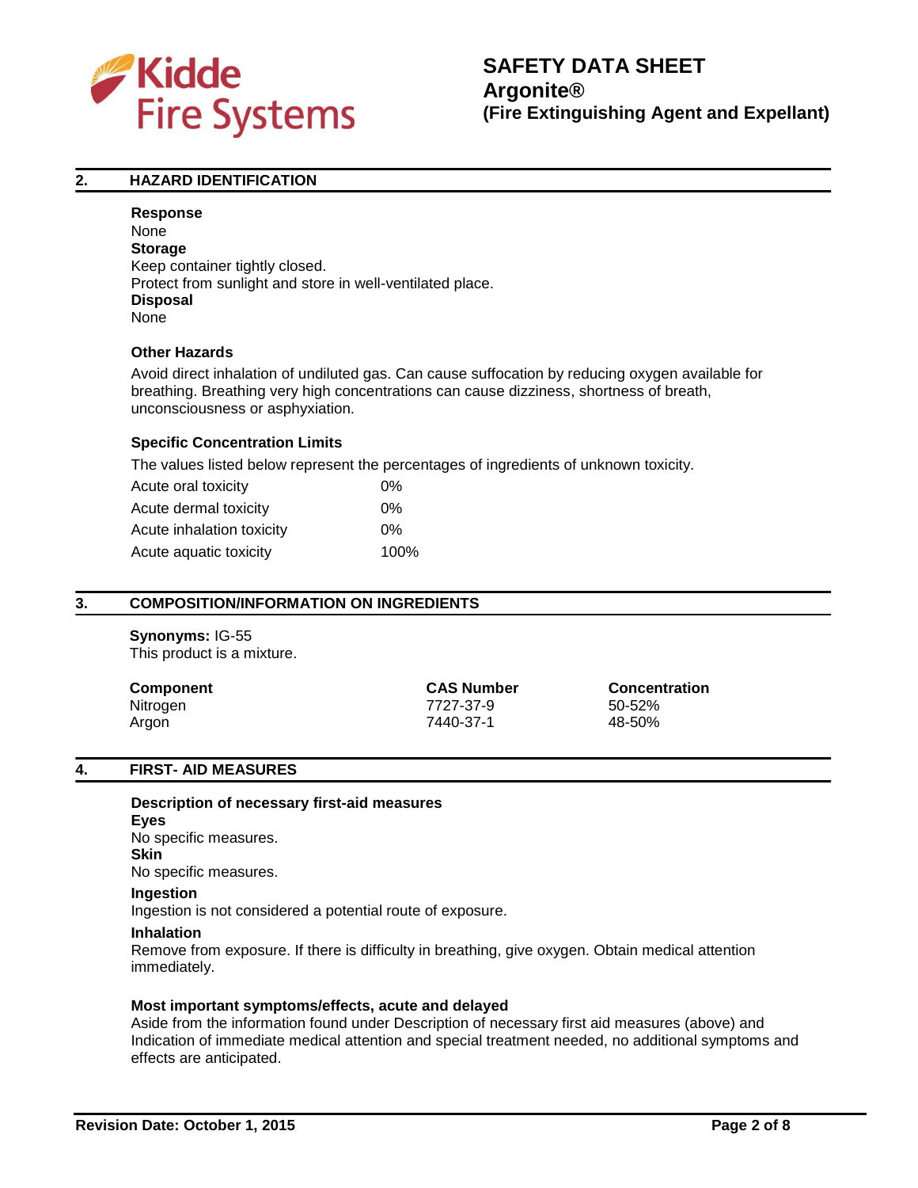## 2. HAZARD IDENTIFICATION

**Response**
None
**Storage**
Keep container tightly closed.
Protect from sunlight and store in well-ventilated place.
**Disposal**
None

**Other Hazards**

Avoid direct inhalation of undiluted gas. Can cause suffocation by reducing oxygen available for breathing. Breathing very high concentrations can cause dizziness, shortness of breath, unconsciousness or asphyxiation.

**Specific Concentration Limits**

The values listed below represent the percentages of ingredients of unknown toxicity.

| | |
|---|---|
| Acute oral toxicity | 0% |
| Acute dermal toxicity | 0% |
| Acute inhalation toxicity | 0% |
| Acute aquatic toxicity | 100% |

## 3. COMPOSITION/INFORMATION ON INGREDIENTS

**Synonyms:** IG-55
This product is a mixture.

| Component | CAS Number | Concentration |
|---|---|---|
| Nitrogen | 7727-37-9 | 50-52% |
| Argon | 7440-37-1 | 48-50% |

## 4. FIRST- AID MEASURES

**Description of necessary first-aid measures**
**Eyes**
No specific measures.
**Skin**
No specific measures.
**Ingestion**
Ingestion is not considered a potential route of exposure.
**Inhalation**
Remove from exposure. If there is difficulty in breathing, give oxygen. Obtain medical attention immediately.

**Most important symptoms/effects, acute and delayed**
Aside from the information found under Description of necessary first aid measures (above) and Indication of immediate medical attention and special treatment needed, no additional symptoms and effects are anticipated.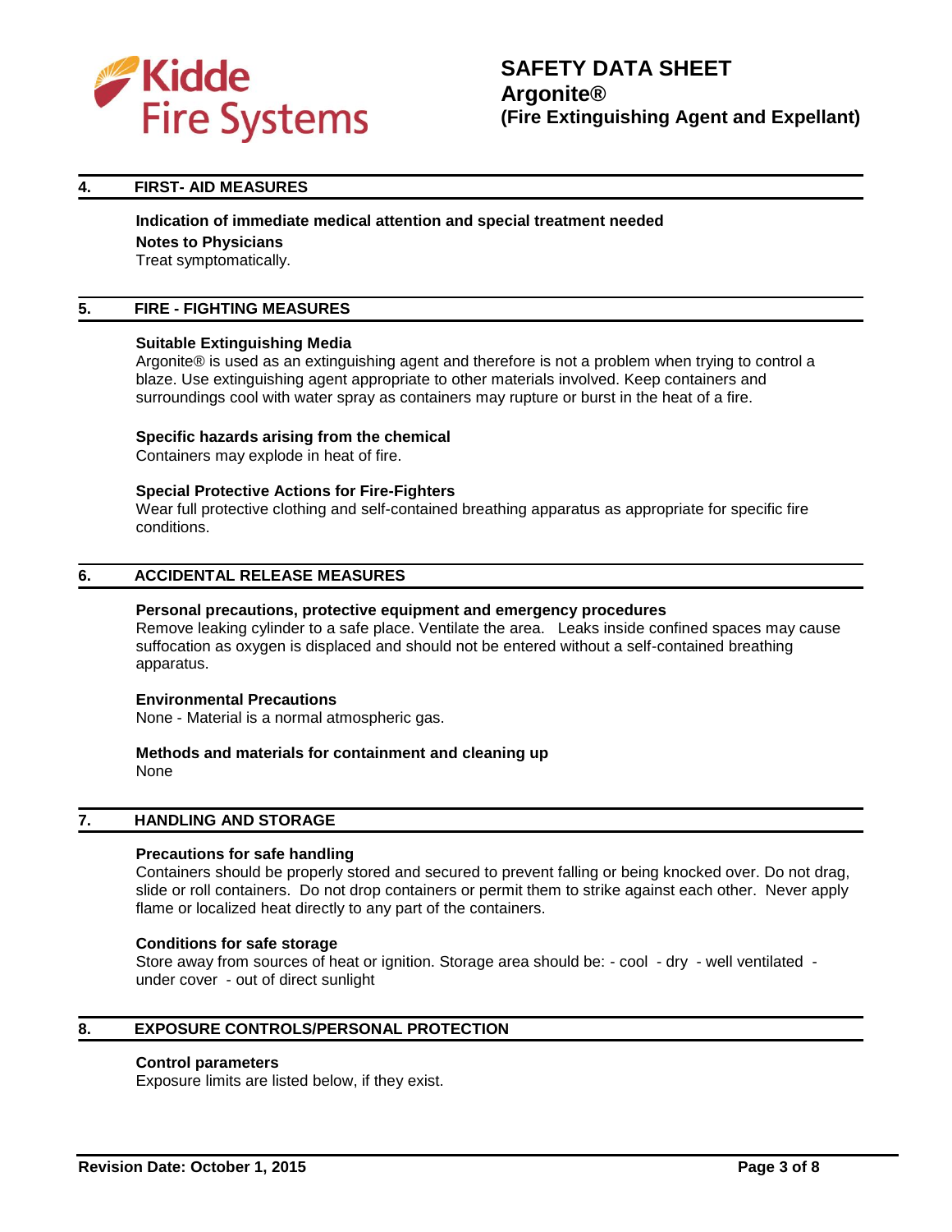## 4. FIRST- AID MEASURES

**Indication of immediate medical attention and special treatment needed**

**Notes to Physicians**

Treat symptomatically.

## 5. FIRE - FIGHTING MEASURES

**Suitable Extinguishing Media**

Argonite® is used as an extinguishing agent and therefore is not a problem when trying to control a blaze. Use extinguishing agent appropriate to other materials involved. Keep containers and surroundings cool with water spray as containers may rupture or burst in the heat of a fire.

**Specific hazards arising from the chemical**

Containers may explode in heat of fire.

**Special Protective Actions for Fire-Fighters**

Wear full protective clothing and self-contained breathing apparatus as appropriate for specific fire conditions.

## 6. ACCIDENTAL RELEASE MEASURES

**Personal precautions, protective equipment and emergency procedures**

Remove leaking cylinder to a safe place. Ventilate the area. Leaks inside confined spaces may cause suffocation as oxygen is displaced and should not be entered without a self-contained breathing apparatus.

**Environmental Precautions**

None - Material is a normal atmospheric gas.

**Methods and materials for containment and cleaning up**

None

## 7. HANDLING AND STORAGE

**Precautions for safe handling**

Containers should be properly stored and secured to prevent falling or being knocked over. Do not drag, slide or roll containers. Do not drop containers or permit them to strike against each other. Never apply flame or localized heat directly to any part of the containers.

**Conditions for safe storage**

Store away from sources of heat or ignition. Storage area should be: - cool - dry - well ventilated - under cover - out of direct sunlight

## 8. EXPOSURE CONTROLS/PERSONAL PROTECTION

**Control parameters**

Exposure limits are listed below, if they exist.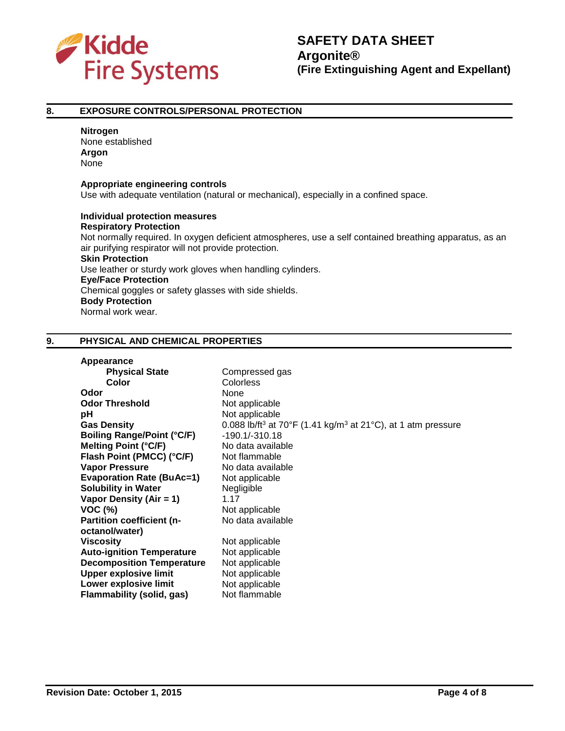## 8. EXPOSURE CONTROLS/PERSONAL PROTECTION

**Nitrogen**
None established
**Argon**
None

**Appropriate engineering controls**
Use with adequate ventilation (natural or mechanical), especially in a confined space.

**Individual protection measures**
**Respiratory Protection**
Not normally required. In oxygen deficient atmospheres, use a self contained breathing apparatus, as an air purifying respirator will not provide protection.
**Skin Protection**
Use leather or sturdy work gloves when handling cylinders.
**Eye/Face Protection**
Chemical goggles or safety glasses with side shields.
**Body Protection**
Normal work wear.

## 9. PHYSICAL AND CHEMICAL PROPERTIES

| Property | Value |
|---|---|
| **Appearance** | |
| **Physical State** | Compressed gas |
| **Color** | Colorless |
| **Odor** | None |
| **Odor Threshold** | Not applicable |
| **pH** | Not applicable |
| **Gas Density** | 0.088 lb/ft$^3$ at 70°F (1.41 kg/m$^3$ at 21°C), at 1 atm pressure |
| **Boiling Range/Point (°C/F)** | -190.1/-310.18 |
| **Melting Point (°C/F)** | No data available |
| **Flash Point (PMCC) (°C/F)** | Not flammable |
| **Vapor Pressure** | No data available |
| **Evaporation Rate (BuAc=1)** | Not applicable |
| **Solubility in Water** | Negligible |
| **Vapor Density (Air = 1)** | 1.17 |
| **VOC (%)** | Not applicable |
| **Partition coefficient (n-octanol/water)** | No data available |
| **Viscosity** | Not applicable |
| **Auto-ignition Temperature** | Not applicable |
| **Decomposition Temperature** | Not applicable |
| **Upper explosive limit** | Not applicable |
| **Lower explosive limit** | Not applicable |
| **Flammability (solid, gas)** | Not flammable |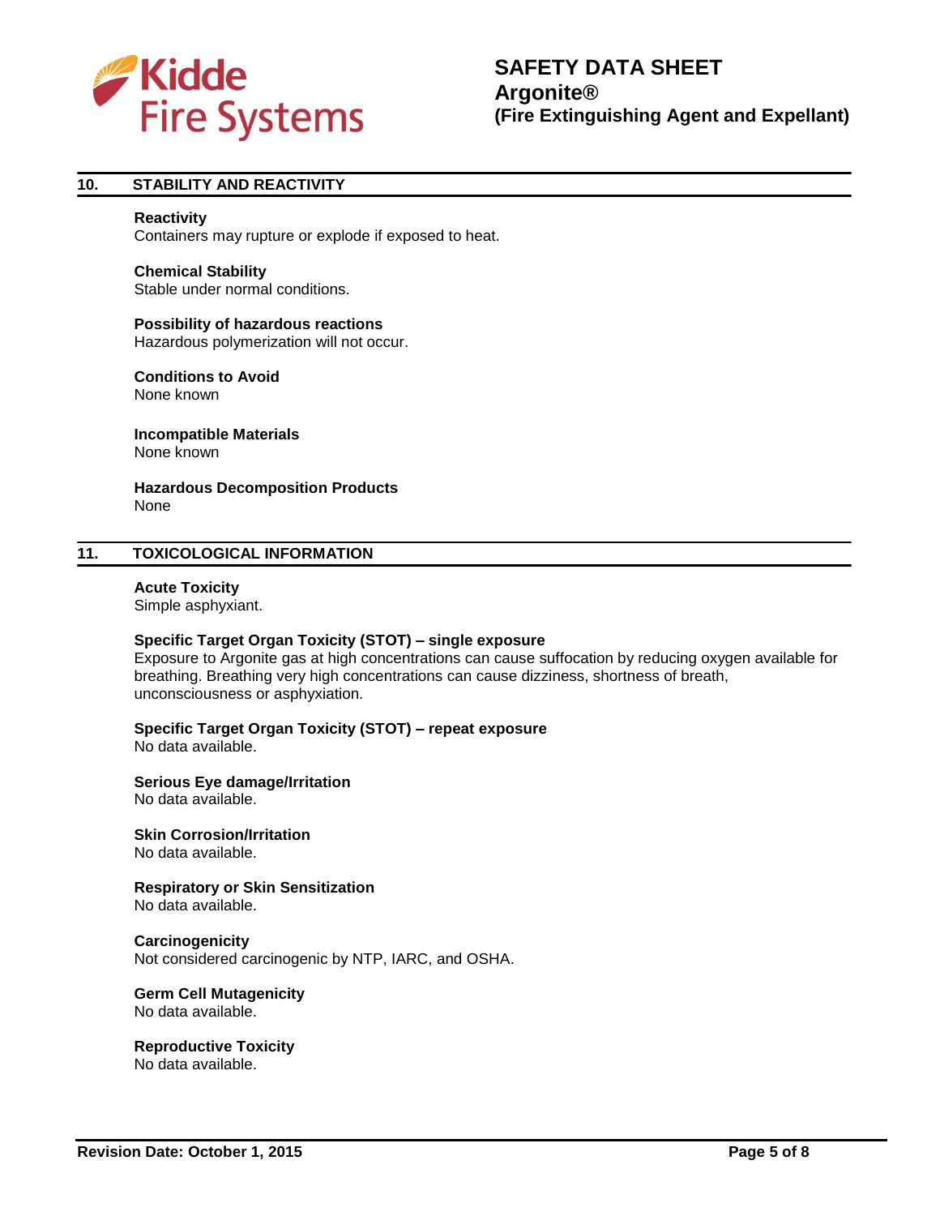## 10. STABILITY AND REACTIVITY

**Reactivity**
Containers may rupture or explode if exposed to heat.

**Chemical Stability**
Stable under normal conditions.

**Possibility of hazardous reactions**
Hazardous polymerization will not occur.

**Conditions to Avoid**
None known

**Incompatible Materials**
None known

**Hazardous Decomposition Products**
None

## 11. TOXICOLOGICAL INFORMATION

**Acute Toxicity**
Simple asphyxiant.

**Specific Target Organ Toxicity (STOT) – single exposure**
Exposure to Argonite gas at high concentrations can cause suffocation by reducing oxygen available for breathing. Breathing very high concentrations can cause dizziness, shortness of breath, unconsciousness or asphyxiation.

**Specific Target Organ Toxicity (STOT) – repeat exposure**
No data available.

**Serious Eye damage/Irritation**
No data available.

**Skin Corrosion/Irritation**
No data available.

**Respiratory or Skin Sensitization**
No data available.

**Carcinogenicity**
Not considered carcinogenic by NTP, IARC, and OSHA.

**Germ Cell Mutagenicity**
No data available.

**Reproductive Toxicity**
No data available.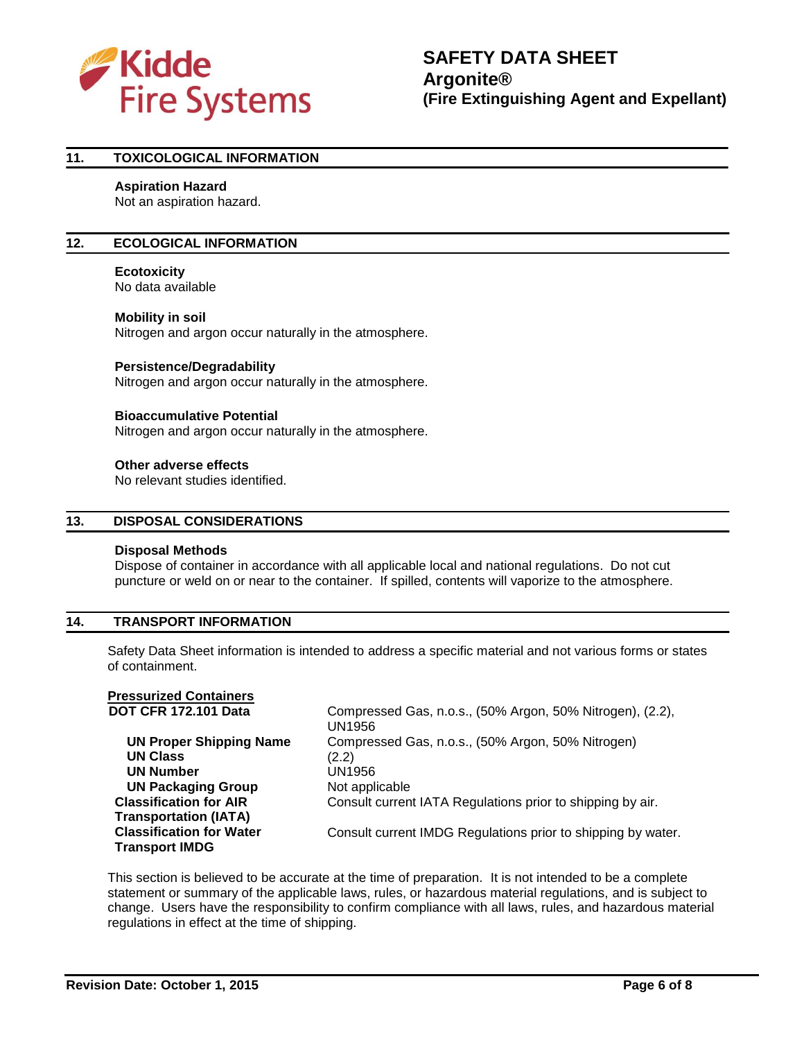## 11. TOXICOLOGICAL INFORMATION

**Aspiration Hazard**
Not an aspiration hazard.

## 12. ECOLOGICAL INFORMATION

**Ecotoxicity**
No data available

**Mobility in soil**
Nitrogen and argon occur naturally in the atmosphere.

**Persistence/Degradability**
Nitrogen and argon occur naturally in the atmosphere.

**Bioaccumulative Potential**
Nitrogen and argon occur naturally in the atmosphere.

**Other adverse effects**
No relevant studies identified.

## 13. DISPOSAL CONSIDERATIONS

**Disposal Methods**
Dispose of container in accordance with all applicable local and national regulations. Do not cut puncture or weld on or near to the container. If spilled, contents will vaporize to the atmosphere.

## 14. TRANSPORT INFORMATION

Safety Data Sheet information is intended to address a specific material and not various forms or states of containment.

**Pressurized Containers**

| | |
|---|---|
| **DOT CFR 172.101 Data** | Compressed Gas, n.o.s., (50% Argon, 50% Nitrogen), (2.2), UN1956 |
| **UN Proper Shipping Name** | Compressed Gas, n.o.s., (50% Argon, 50% Nitrogen) |
| **UN Class** | (2.2) |
| **UN Number** | UN1956 |
| **UN Packaging Group** | Not applicable |
| **Classification for AIR Transportation (IATA)** | Consult current IATA Regulations prior to shipping by air. |
| **Classification for Water Transport IMDG** | Consult current IMDG Regulations prior to shipping by water. |

This section is believed to be accurate at the time of preparation. It is not intended to be a complete statement or summary of the applicable laws, rules, or hazardous material regulations, and is subject to change. Users have the responsibility to confirm compliance with all laws, rules, and hazardous material regulations in effect at the time of shipping.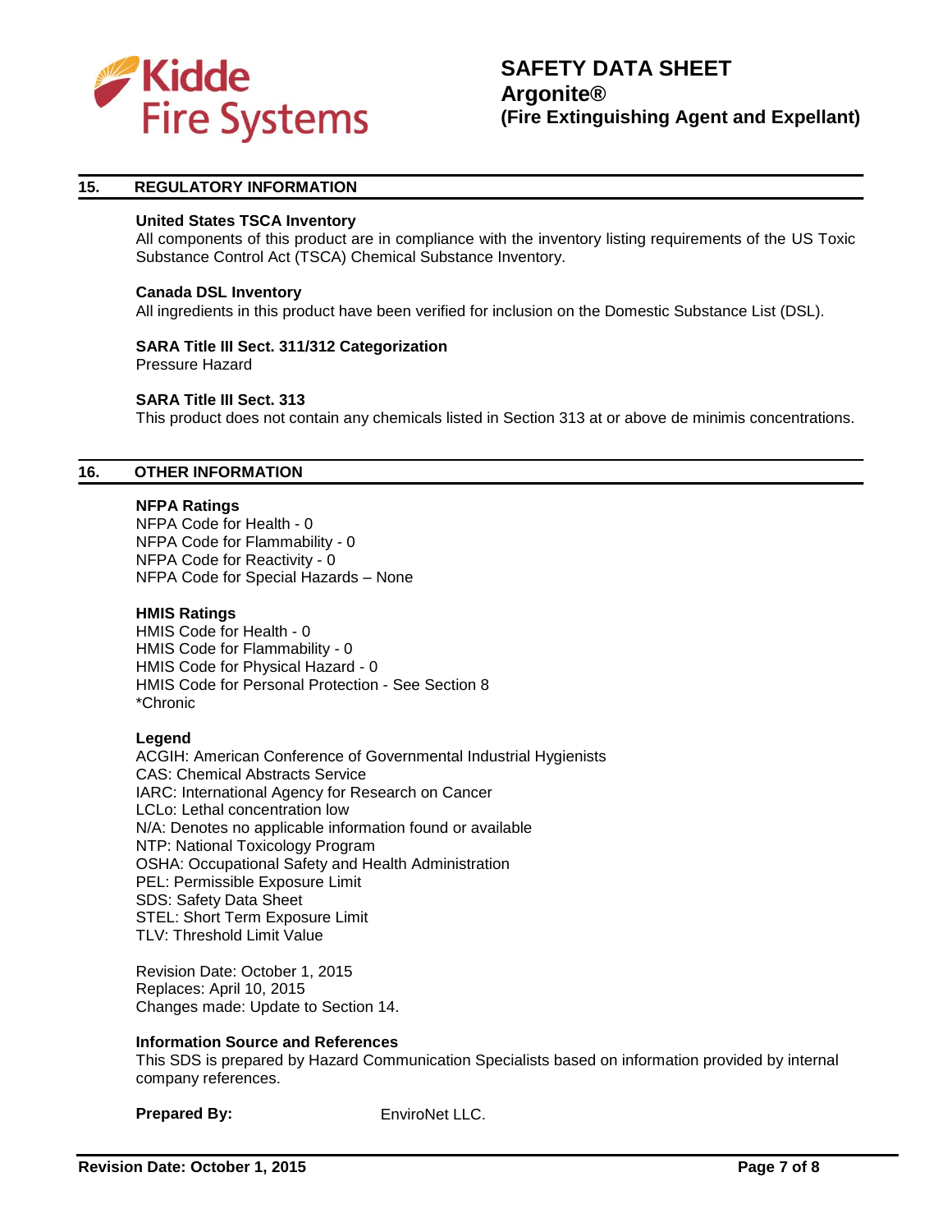## 15. REGULATORY INFORMATION

**United States TSCA Inventory**
All components of this product are in compliance with the inventory listing requirements of the US Toxic Substance Control Act (TSCA) Chemical Substance Inventory.

**Canada DSL Inventory**
All ingredients in this product have been verified for inclusion on the Domestic Substance List (DSL).

**SARA Title III Sect. 311/312 Categorization**
Pressure Hazard

**SARA Title III Sect. 313**
This product does not contain any chemicals listed in Section 313 at or above de minimis concentrations.

## 16. OTHER INFORMATION

**NFPA Ratings**
NFPA Code for Health - 0
NFPA Code for Flammability - 0
NFPA Code for Reactivity - 0
NFPA Code for Special Hazards – None

**HMIS Ratings**
HMIS Code for Health - 0
HMIS Code for Flammability - 0
HMIS Code for Physical Hazard - 0
HMIS Code for Personal Protection - See Section 8
*Chronic

**Legend**
ACGIH: American Conference of Governmental Industrial Hygienists
CAS: Chemical Abstracts Service
IARC: International Agency for Research on Cancer
LCLo: Lethal concentration low
N/A: Denotes no applicable information found or available
NTP: National Toxicology Program
OSHA: Occupational Safety and Health Administration
PEL: Permissible Exposure Limit
SDS: Safety Data Sheet
STEL: Short Term Exposure Limit
TLV: Threshold Limit Value

Revision Date: October 1, 2015
Replaces: April 10, 2015
Changes made: Update to Section 14.

**Information Source and References**
This SDS is prepared by Hazard Communication Specialists based on information provided by internal company references.

**Prepared By:** EnviroNet LLC.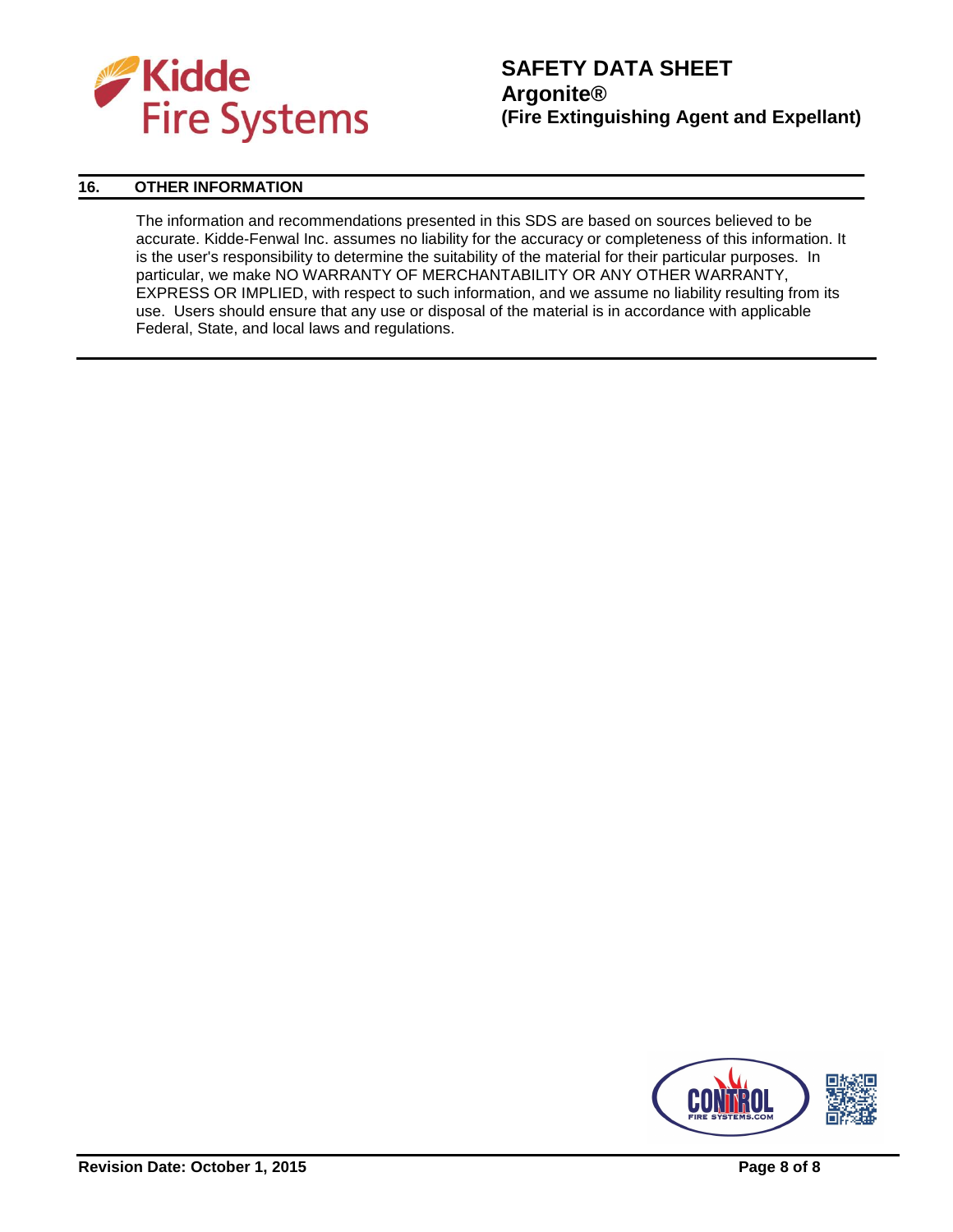## 16. OTHER INFORMATION

The information and recommendations presented in this SDS are based on sources believed to be accurate. Kidde-Fenwal Inc. assumes no liability for the accuracy or completeness of this information. It is the user's responsibility to determine the suitability of the material for their particular purposes. In particular, we make NO WARRANTY OF MERCHANTABILITY OR ANY OTHER WARRANTY, EXPRESS OR IMPLIED, with respect to such information, and we assume no liability resulting from its use. Users should ensure that any use or disposal of the material is in accordance with applicable Federal, State, and local laws and regulations.